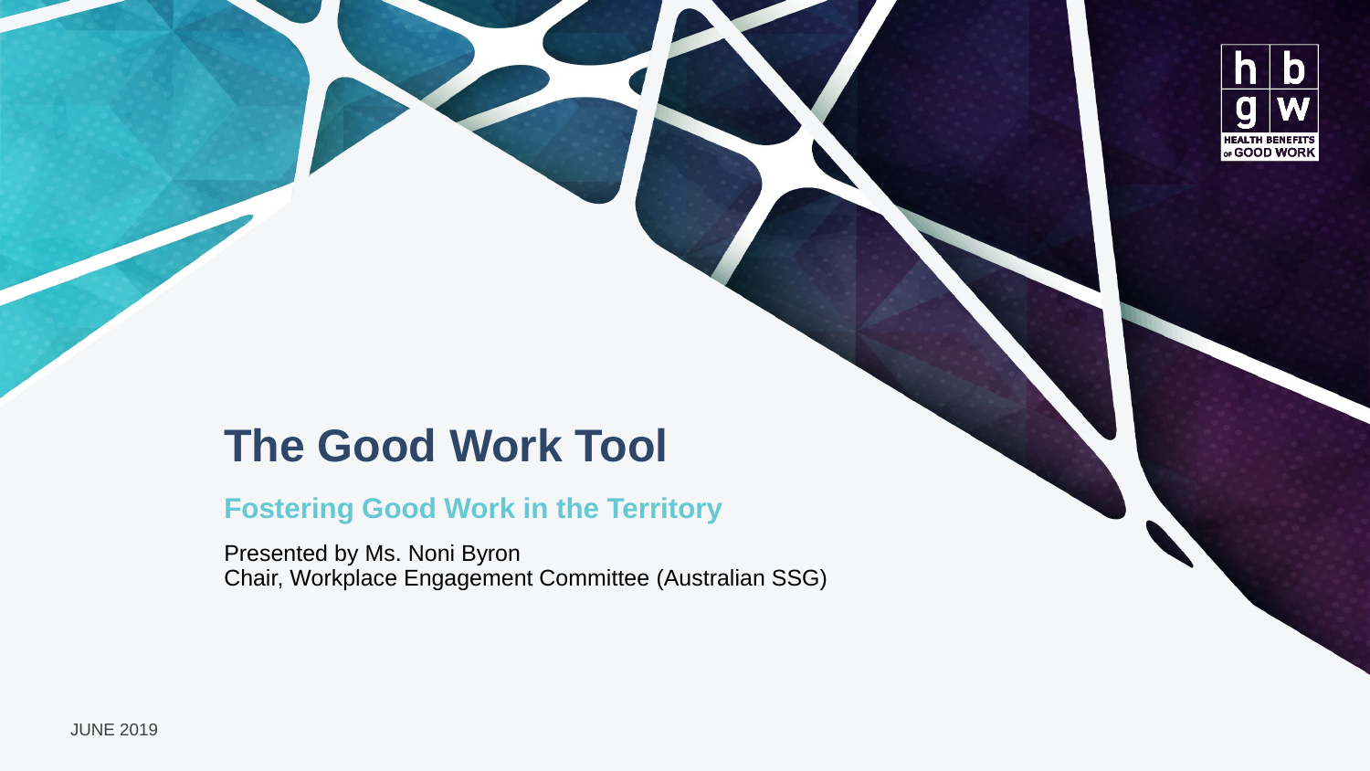# The Good Work Tool

## Fostering Good Work in the Territory

Presented by Ms. Noni Byron
Chair, Workplace Engagement Committee (Australian SSG)

JUNE 2019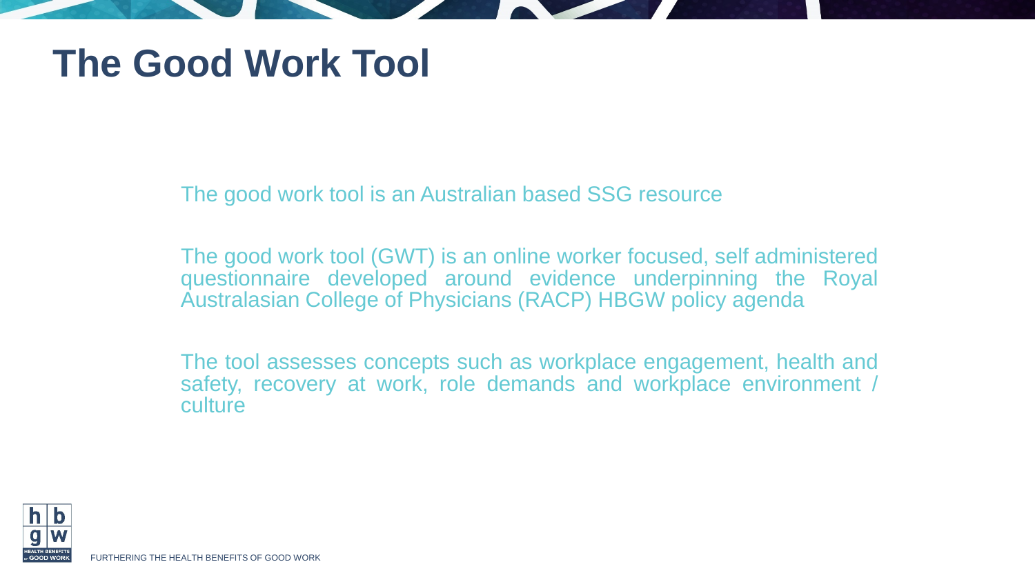# The Good Work Tool

The good work tool is an Australian based SSG resource

The good work tool (GWT) is an online worker focused, self administered questionnaire developed around evidence underpinning the Royal Australasian College of Physicians (RACP) HBGW policy agenda

The tool assesses concepts such as workplace engagement, health and safety, recovery at work, role demands and workplace environment / culture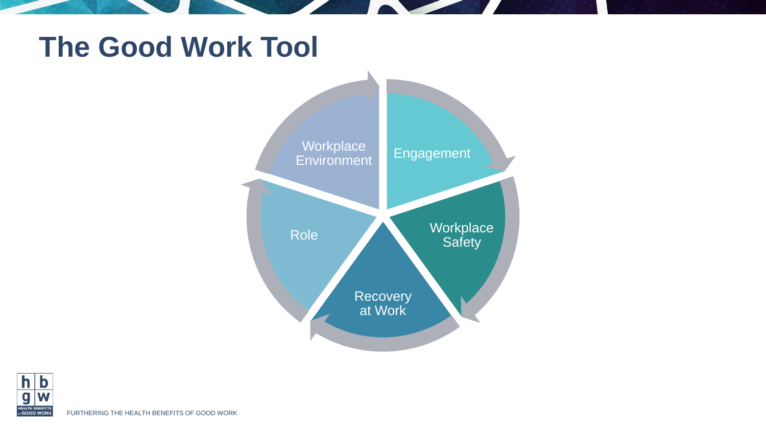# The Good Work Tool

- Engagement
- Workplace Safety
- Recovery at Work
- Role
- Workplace Environment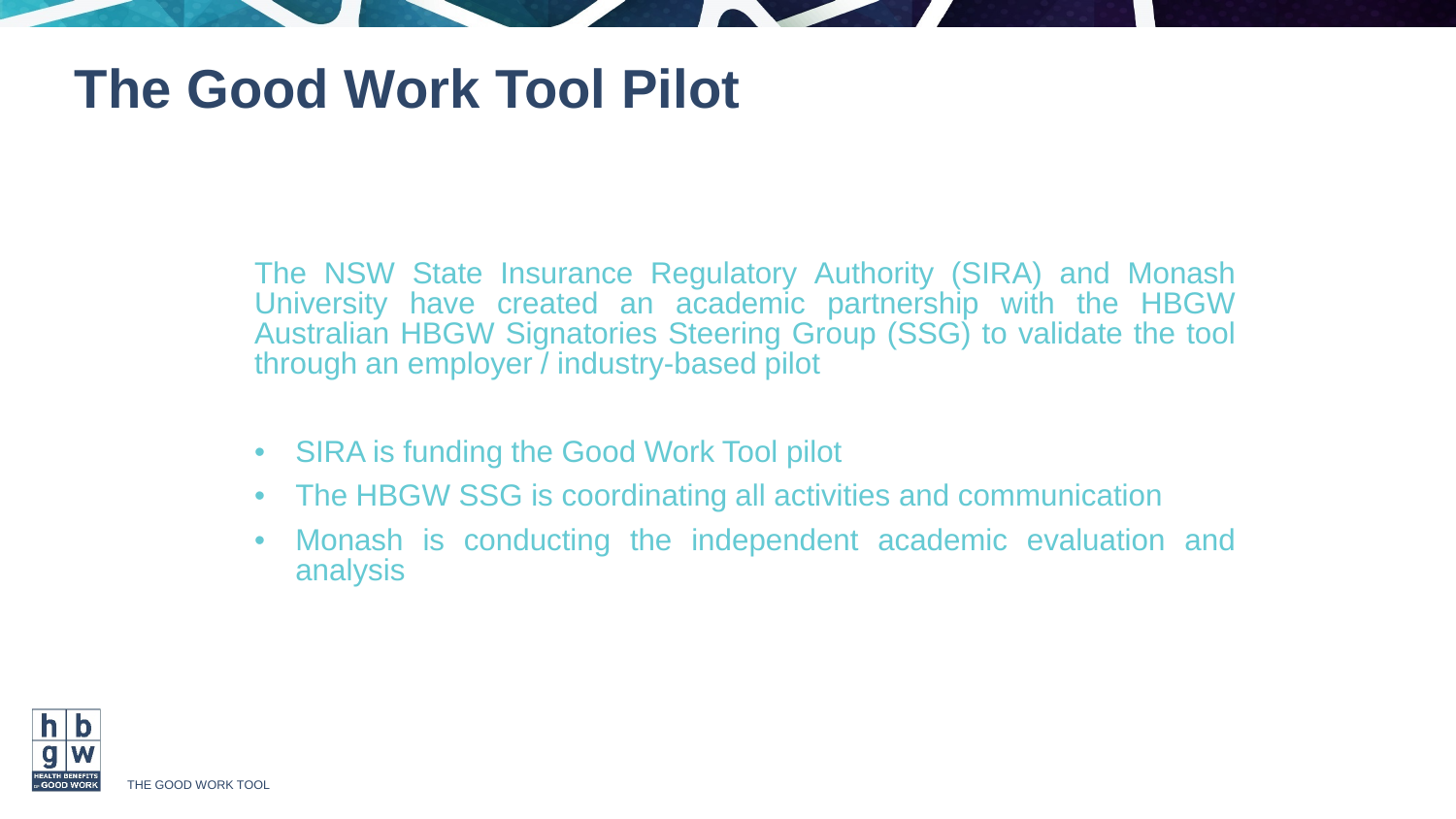# The Good Work Tool Pilot

The NSW State Insurance Regulatory Authority (SIRA) and Monash University have created an academic partnership with the HBGW Australian HBGW Signatories Steering Group (SSG) to validate the tool through an employer / industry-based pilot

- SIRA is funding the Good Work Tool pilot
- The HBGW SSG is coordinating all activities and communication
- Monash is conducting the independent academic evaluation and analysis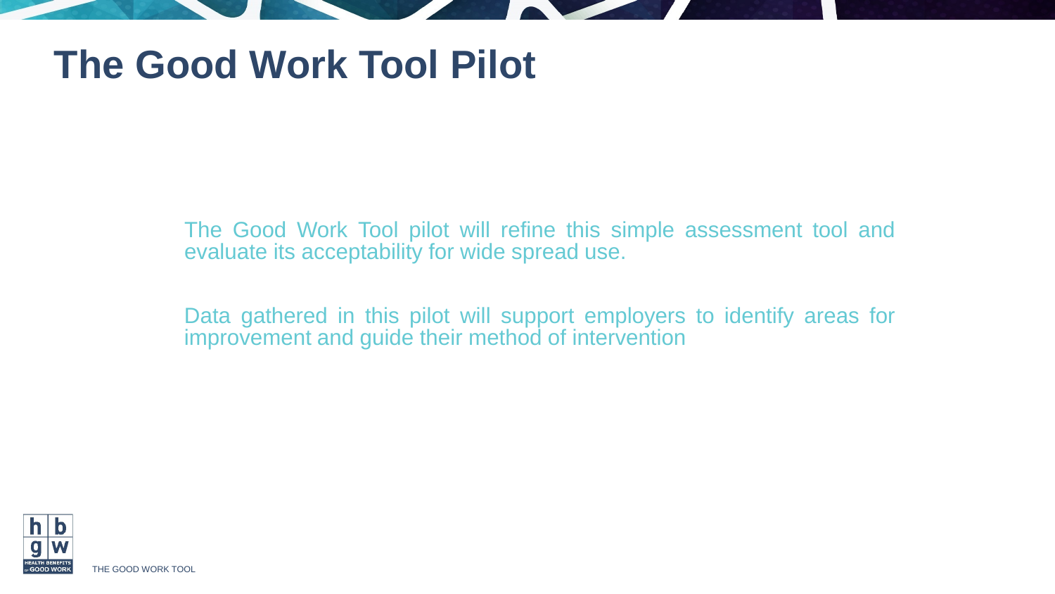# The Good Work Tool Pilot

The Good Work Tool pilot will refine this simple assessment tool and evaluate its acceptability for wide spread use.

Data gathered in this pilot will support employers to identify areas for improvement and guide their method of intervention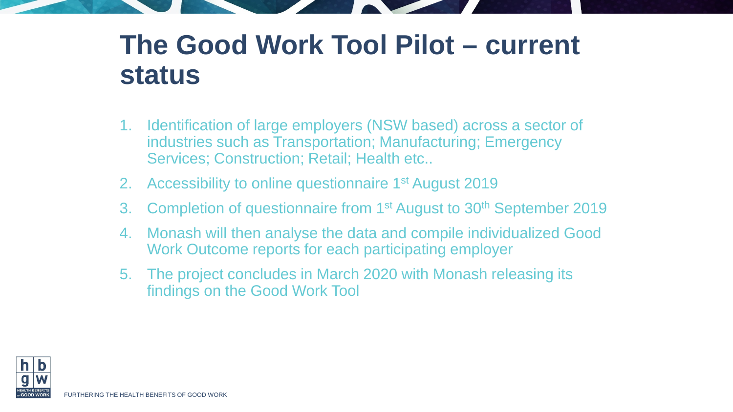# The Good Work Tool Pilot – current status

1. Identification of large employers (NSW based) across a sector of industries such as Transportation; Manufacturing; Emergency Services; Construction; Retail; Health etc..
2. Accessibility to online questionnaire 1st August 2019
3. Completion of questionnaire from 1st August to 30th September 2019
4. Monash will then analyse the data and compile individualized Good Work Outcome reports for each participating employer
5. The project concludes in March 2020 with Monash releasing its findings on the Good Work Tool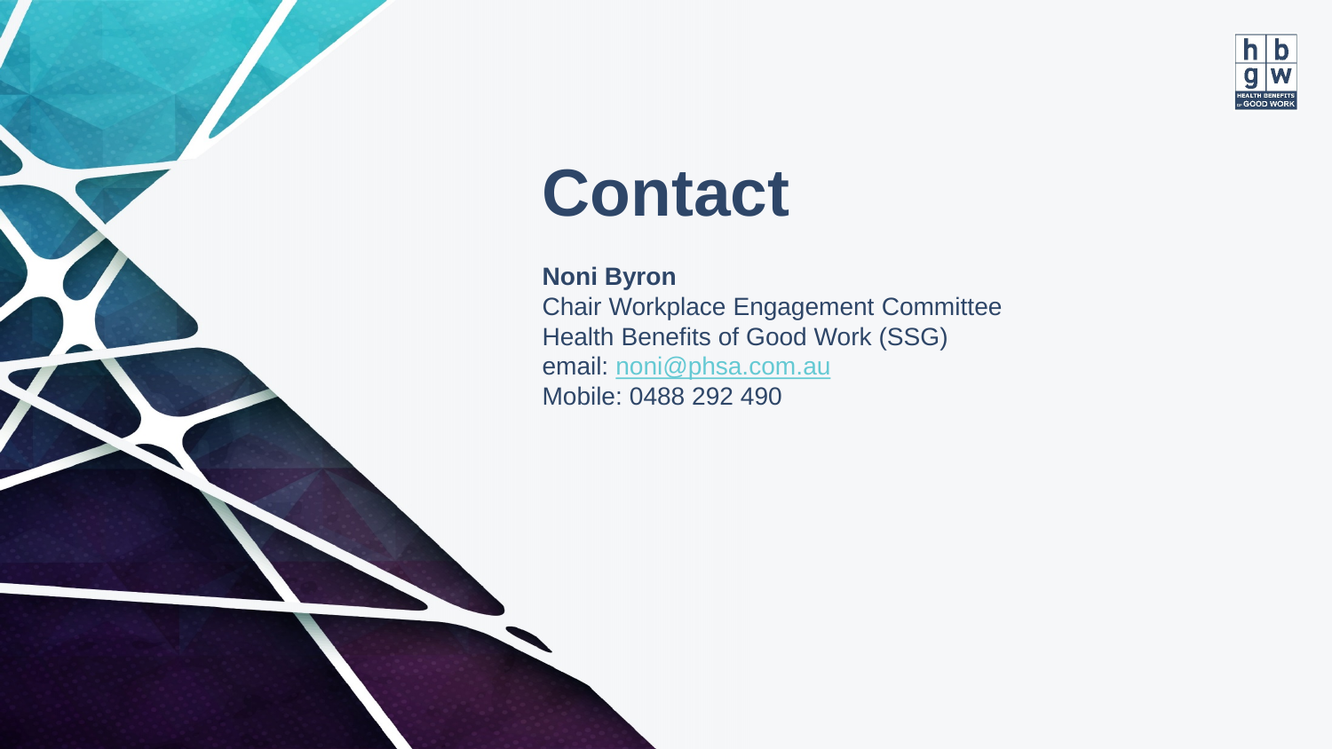# Contact

**Noni Byron**
Chair Workplace Engagement Committee
Health Benefits of Good Work (SSG)
email: noni@phsa.com.au
Mobile: 0488 292 490